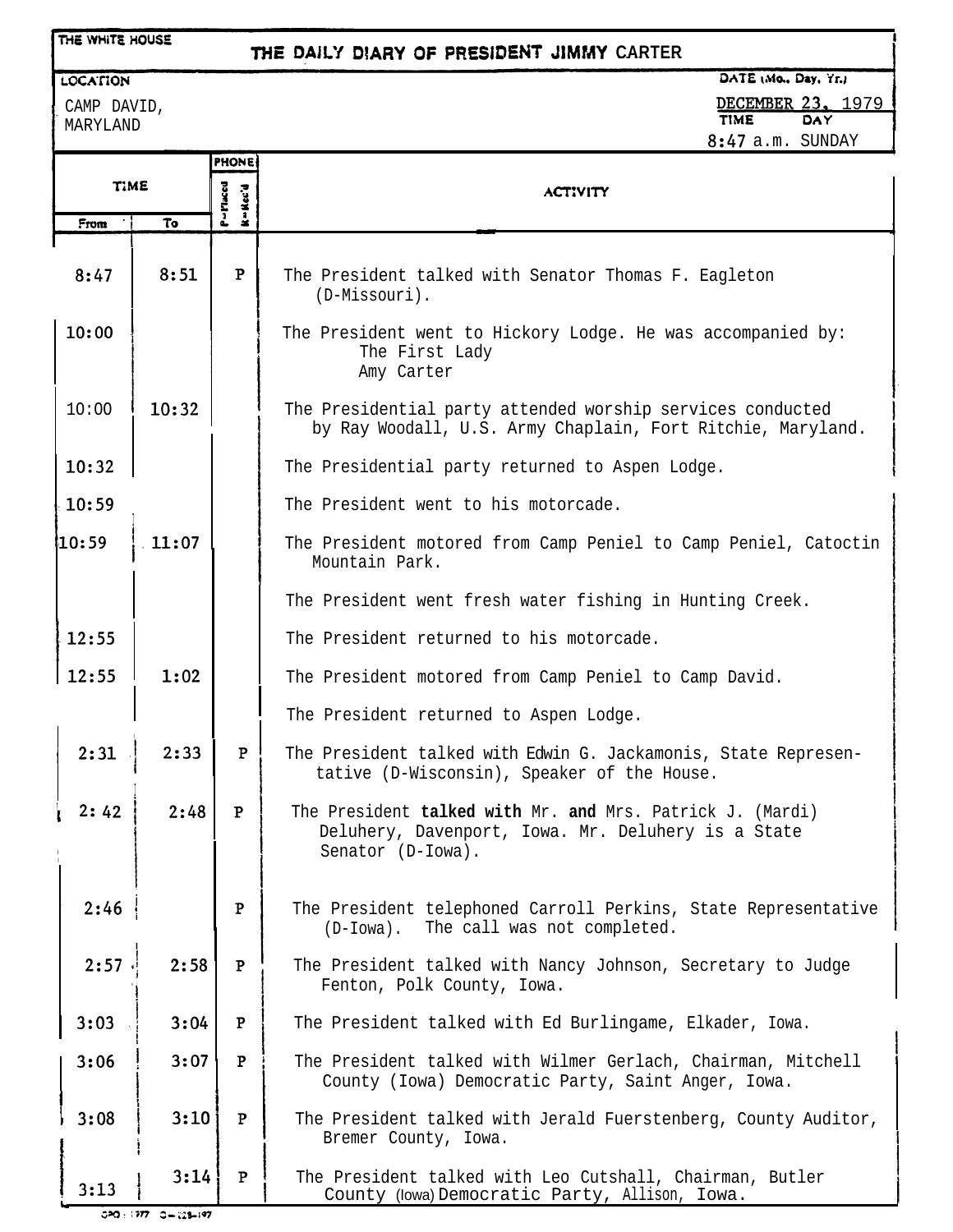THE WHITE HOUSE

# THE DAILY DIARY OF PRESIDENT JIMMY CARTER

| LOCATION | DATE (Mo., Day, Yr.) |
| --- | --- |
| CAMP DAVID, MARYLAND | DECEMBER 23, 1979 |
| | TIME: 8:47 a.m. DAY: SUNDAY |

| TIME From | TIME To | PHONE P=Placed R=Rec'd | ACTIVITY |
| --- | --- | --- | --- |
| 8:47 | 8:51 | P | The President talked with Senator Thomas F. Eagleton (D-Missouri). |
| 10:00 | | | The President went to Hickory Lodge. He was accompanied by: The First Lady, Amy Carter |
| 10:00 | 10:32 | | The Presidential party attended worship services conducted by Ray Woodall, U.S. Army Chaplain, Fort Ritchie, Maryland. |
| 10:32 | | | The Presidential party returned to Aspen Lodge. |
| 10:59 | | | The President went to his motorcade. |
| 10:59 | 11:07 | | The President motored from Camp Peniel to Camp Peniel, Catoctin Mountain Park. |
| | | | The President went fresh water fishing in Hunting Creek. |
| 12:55 | | | The President returned to his motorcade. |
| 12:55 | 1:02 | | The President motored from Camp Peniel to Camp David. |
| | | | The President returned to Aspen Lodge. |
| 2:31 | 2:33 | P | The President talked with Edwin G. Jackamonis, State Representative (D-Wisconsin), Speaker of the House. |
| 2:42 | 2:48 | P | The President talked with Mr. and Mrs. Patrick J. (Mardi) Deluhery, Davenport, Iowa. Mr. Deluhery is a State Senator (D-Iowa). |
| 2:46 | | P | The President telephoned Carroll Perkins, State Representative (D-Iowa). The call was not completed. |
| 2:57 | 2:58 | P | The President talked with Nancy Johnson, Secretary to Judge Fenton, Polk County, Iowa. |
| 3:03 | 3:04 | P | The President talked with Ed Burlingame, Elkader, Iowa. |
| 3:06 | 3:07 | P | The President talked with Wilmer Gerlach, Chairman, Mitchell County (Iowa) Democratic Party, Saint Anger, Iowa. |
| 3:08 | 3:10 | P | The President talked with Jerald Fuerstenberg, County Auditor, Bremer County, Iowa. |
| 3:13 | 3:14 | P | The President talked with Leo Cutshall, Chairman, Butler County (Iowa) Democratic Party, Allison, Iowa. |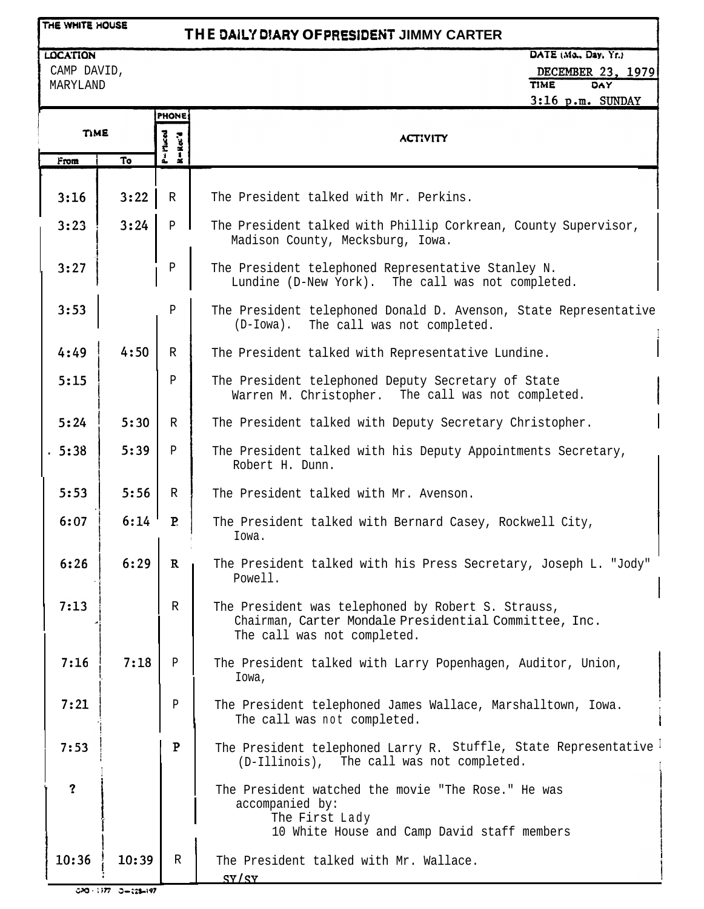THE WHITE HOUSE

# THE DAILY DIARY OF PRESIDENT JIMMY CARTER

LOCATION
CAMP DAVID,
MARYLAND

DATE (Mo., Day, Yr.)
DECEMBER 23, 1979
TIME DAY
3:16 p.m. SUNDAY

| TIME From | TIME To | PHONE P=Placed R=Rec'd | ACTIVITY |
|---|---|---|---|
| 3:16 | 3:22 | R | The President talked with Mr. Perkins. |
| 3:23 | 3:24 | P | The President talked with Phillip Corkrean, County Supervisor, Madison County, Mecksburg, Iowa. |
| 3:27 | | P | The President telephoned Representative Stanley N. Lundine (D-New York). The call was not completed. |
| 3:53 | | P | The President telephoned Donald D. Avenson, State Representative (D-Iowa). The call was not completed. |
| 4:49 | 4:50 | R | The President talked with Representative Lundine. |
| 5:15 | | P | The President telephoned Deputy Secretary of State Warren M. Christopher. The call was not completed. |
| 5:24 | 5:30 | R | The President talked with Deputy Secretary Christopher. |
| 5:38 | 5:39 | P | The President talked with his Deputy Appointments Secretary, Robert H. Dunn. |
| 5:53 | 5:56 | R | The President talked with Mr. Avenson. |
| 6:07 | 6:14 | P | The President talked with Bernard Casey, Rockwell City, Iowa. |
| 6:26 | 6:29 | R | The President talked with his Press Secretary, Joseph L. "Jody" Powell. |
| 7:13 | | R | The President was telephoned by Robert S. Strauss, Chairman, Carter Mondale Presidential Committee, Inc. The call was not completed. |
| 7:16 | 7:18 | P | The President talked with Larry Popenhagen, Auditor, Union, Iowa, |
| 7:21 | | P | The President telephoned James Wallace, Marshalltown, Iowa. The call was not completed. |
| 7:53 | | P | The President telephoned Larry R. Stuffle, State Representative (D-Illinois), The call was not completed. |
| ? | | | The President watched the movie "The Rose." He was accompanied by: The First Lady; 10 White House and Camp David staff members |
| 10:36 | 10:39 | R | The President talked with Mr. Wallace. |

SY/SY